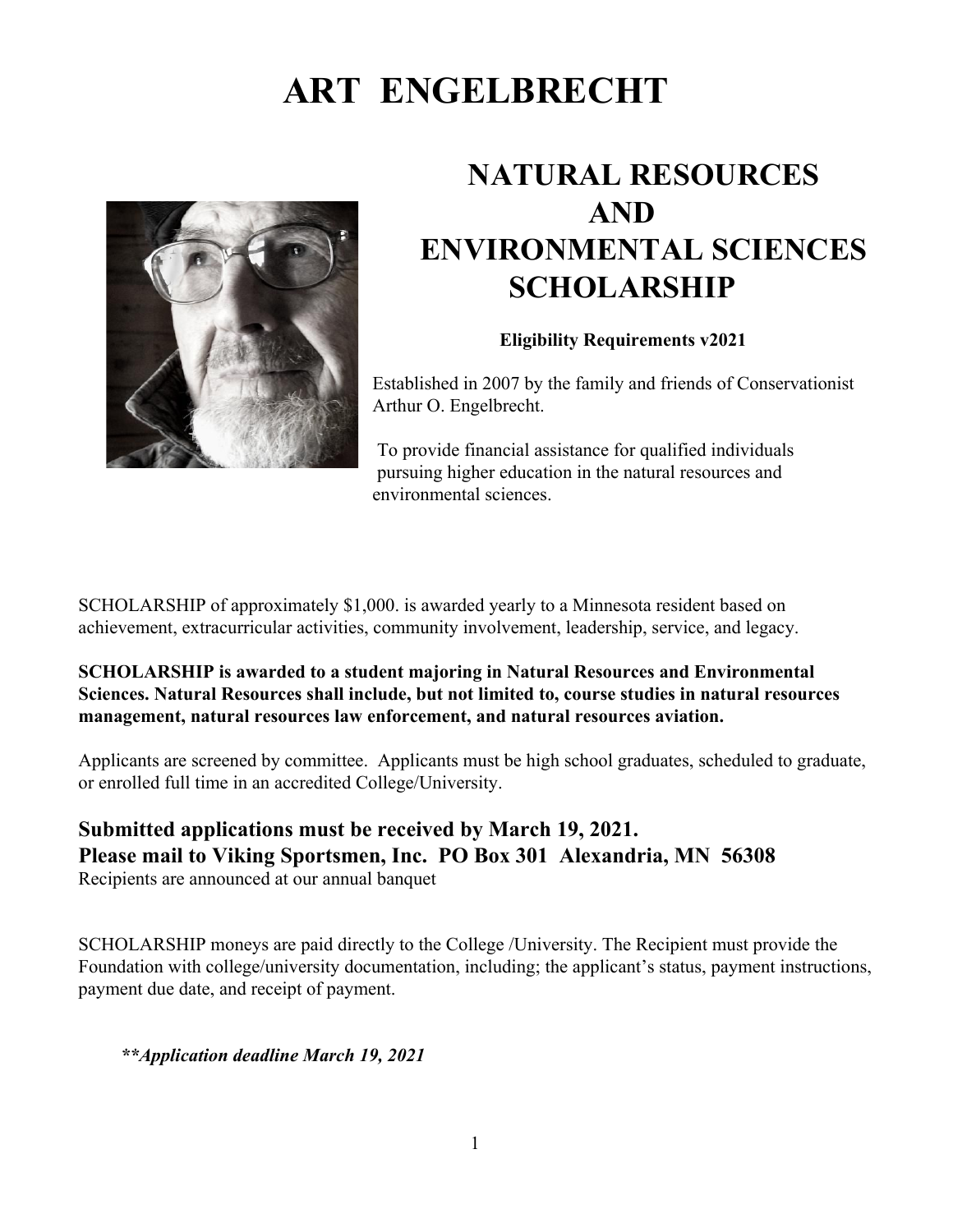# ART ENGELBRECHT

## NATURAL RESOURCES AND ENVIRONMENTAL SCIENCES SCHOLARSHIP

**Eligibility Requirements v2021**

Established in 2007 by the family and friends of Conservationist Arthur O. Engelbrecht.

To provide financial assistance for qualified individuals pursuing higher education in the natural resources and environmental sciences.

SCHOLARSHIP of approximately $1,000. is awarded yearly to a Minnesota resident based on achievement, extracurricular activities, community involvement, leadership, service, and legacy.

**SCHOLARSHIP is awarded to a student majoring in Natural Resources and Environmental Sciences. Natural Resources shall include, but not limited to, course studies in natural resources management, natural resources law enforcement, and natural resources aviation.**

Applicants are screened by committee. Applicants must be high school graduates, scheduled to graduate, or enrolled full time in an accredited College/University.

**Submitted applications must be received by March 19, 2021.**
**Please mail to Viking Sportsmen, Inc. PO Box 301 Alexandria, MN 56308**
Recipients are announced at our annual banquet

SCHOLARSHIP moneys are paid directly to the College /University. The Recipient must provide the Foundation with college/university documentation, including; the applicant's status, payment instructions, payment due date, and receipt of payment.

***\*\*Application deadline March 19, 2021***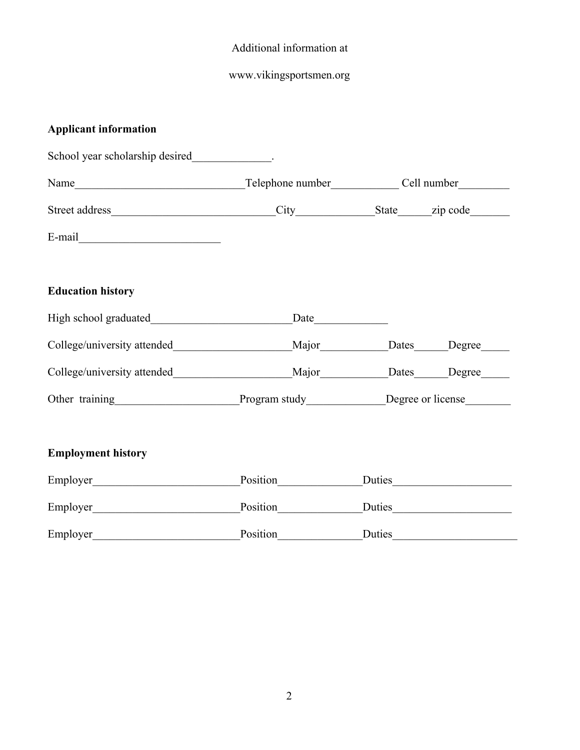Additional information at

www.vikingsportsmen.org

**Applicant information**

School year scholarship desired______________.

Name______________________________Telephone number____________ Cell number_________

Street address____________________________City_____________State______zip code_______

E-mail_________________________

**Education history**

High school graduated_________________________Date_____________

College/university attended_____________________Major____________Dates______Degree_____

College/university attended_____________________Major____________Dates______Degree_____

Other training______________________Program study_____________Degree or license________

**Employment history**

Employer__________________________Position_______________Duties_____________________

Employer__________________________Position_______________Duties_____________________

Employer__________________________Position_______________Duties______________________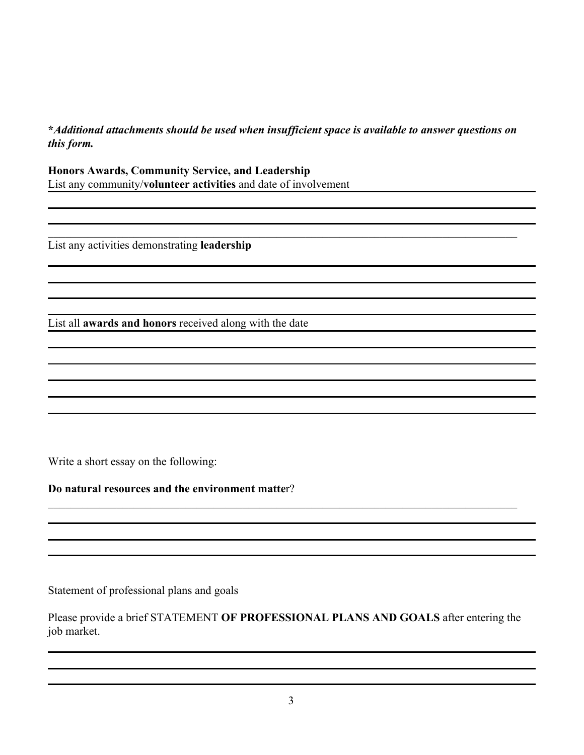***Additional attachments should be used when insufficient space is available to answer questions on this form.***

**Honors Awards, Community Service, and Leadership**

List any community/**volunteer activities** and date of involvement

List any activities demonstrating **leadership**

List all **awards and honors** received along with the date

Write a short essay on the following:

**Do natural resources and the environment matte**r?

Statement of professional plans and goals

Please provide a brief STATEMENT **OF PROFESSIONAL PLANS AND GOALS** after entering the job market.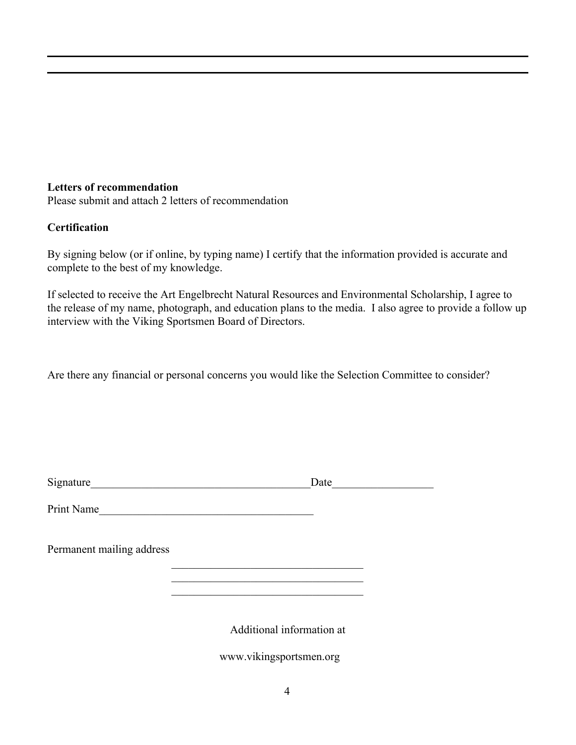**Letters of recommendation**
Please submit and attach 2 letters of recommendation

**Certification**

By signing below (or if online, by typing name) I certify that the information provided is accurate and complete to the best of my knowledge.

If selected to receive the Art Engelbrecht Natural Resources and Environmental Scholarship, I agree to the release of my name, photograph, and education plans to the media. I also agree to provide a follow up interview with the Viking Sportsmen Board of Directors.

Are there any financial or personal concerns you would like the Selection Committee to consider?

Signature_______________________________________Date__________________

Print Name_______________________________________

Permanent mailing address

___________________________________
___________________________________
___________________________________

Additional information at

www.vikingsportsmen.org